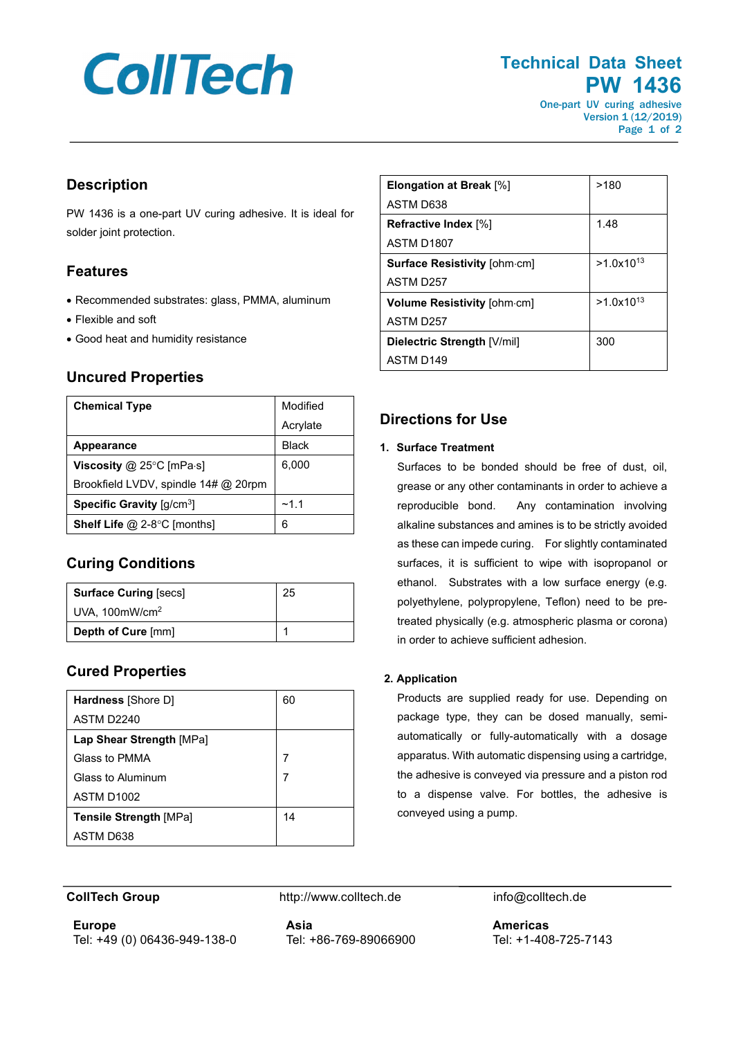# Technical Data Sheet

# PW 1436

One-part UV curing adhesive
Version 1 (12/2019)

## Description

PW 1436 is a one-part UV curing adhesive. It is ideal for solder joint protection.

## Features

- Recommended substrates: glass, PMMA, aluminum
- Flexible and soft
- Good heat and humidity resistance

## Uncured Properties

| Property | Value |
|---|---|
| **Chemical Type** | Modified Acrylate |
| **Appearance** | Black |
| **Viscosity** @ 25°C [mPa·s]<br>Brookfield LVDV, spindle 14# @ 20rpm | 6,000 |
| **Specific Gravity** [g/cm³] | ~1.1 |
| **Shelf Life** @ 2-8°C [months] | 6 |

## Curing Conditions

| Condition | Value |
|---|---|
| **Surface Curing** [secs]<br>UVA, 100mW/cm² | 25 |
| **Depth of Cure** [mm] | 1 |

## Cured Properties

| Property | Value |
|---|---|
| **Hardness** [Shore D]<br>ASTM D2240 | 60 |
| **Lap Shear Strength** [MPa]<br>Glass to PMMA<br>Glass to Aluminum<br>ASTM D1002 | <br>7<br>7 |
| **Tensile Strength** [MPa]<br>ASTM D638 | 14 |
| **Elongation at Break** [%]<br>ASTM D638 | >180 |
| **Refractive Index** [%]<br>ASTM D1807 | 1.48 |
| **Surface Resistivity** [ohm·cm]<br>ASTM D257 | >1.0x10¹³ |
| **Volume Resistivity** [ohm·cm]<br>ASTM D257 | >1.0x10¹³ |
| **Dielectric Strength** [V/mil]<br>ASTM D149 | 300 |

## Directions for Use

**1. Surface Treatment**

Surfaces to be bonded should be free of dust, oil, grease or any other contaminants in order to achieve a reproducible bond. Any contamination involving alkaline substances and amines is to be strictly avoided as these can impede curing. For slightly contaminated surfaces, it is sufficient to wipe with isopropanol or ethanol. Substrates with a low surface energy (e.g. polyethylene, polypropylene, Teflon) need to be pre-treated physically (e.g. atmospheric plasma or corona) in order to achieve sufficient adhesion.

**2. Application**

Products are supplied ready for use. Depending on package type, they can be dosed manually, semi-automatically or fully-automatically with a dosage apparatus. With automatic dispensing using a cartridge, the adhesive is conveyed via pressure and a piston rod to a dispense valve. For bottles, the adhesive is conveyed using a pump.

**CollTech Group** http://www.colltech.de info@colltech.de

**Europe**
Tel: +49 (0) 06436-949-138-0

**Asia**
Tel: +86-769-89066900

**Americas**
Tel: +1-408-725-7143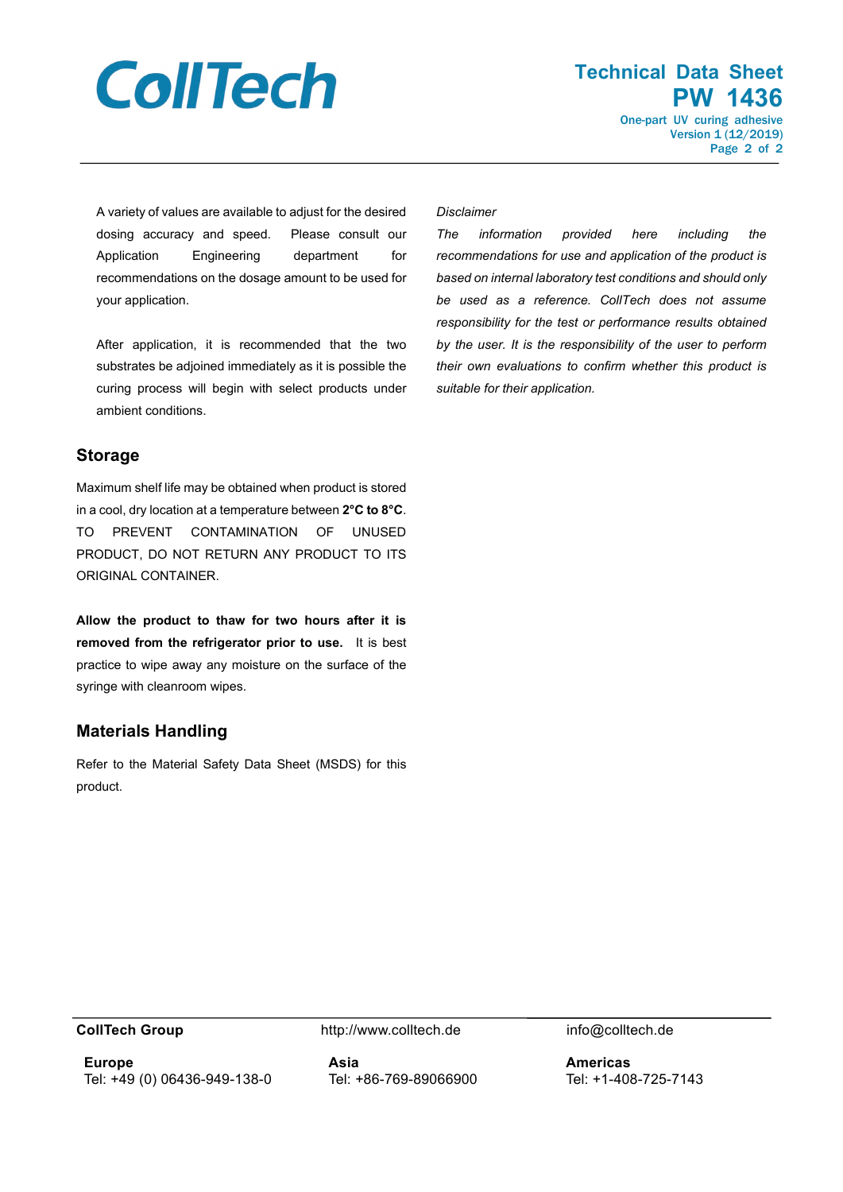A variety of values are available to adjust for the desired dosing accuracy and speed. Please consult our Application Engineering department for recommendations on the dosage amount to be used for your application.

After application, it is recommended that the two substrates be adjoined immediately as it is possible the curing process will begin with select products under ambient conditions.

## Storage

Maximum shelf life may be obtained when product is stored in a cool, dry location at a temperature between **2°C to 8°C**. TO PREVENT CONTAMINATION OF UNUSED PRODUCT, DO NOT RETURN ANY PRODUCT TO ITS ORIGINAL CONTAINER.

**Allow the product to thaw for two hours after it is removed from the refrigerator prior to use.** It is best practice to wipe away any moisture on the surface of the syringe with cleanroom wipes.

## Materials Handling

Refer to the Material Safety Data Sheet (MSDS) for this product.

*Disclaimer*

*The information provided here including the recommendations for use and application of the product is based on internal laboratory test conditions and should only be used as a reference. CollTech does not assume responsibility for the test or performance results obtained by the user. It is the responsibility of the user to perform their own evaluations to confirm whether this product is suitable for their application.*

**CollTech Group** http://www.colltech.de info@colltech.de

**Europe**
Tel: +49 (0) 06436-949-138-0

**Asia**
Tel: +86-769-89066900

**Americas**
Tel: +1-408-725-7143